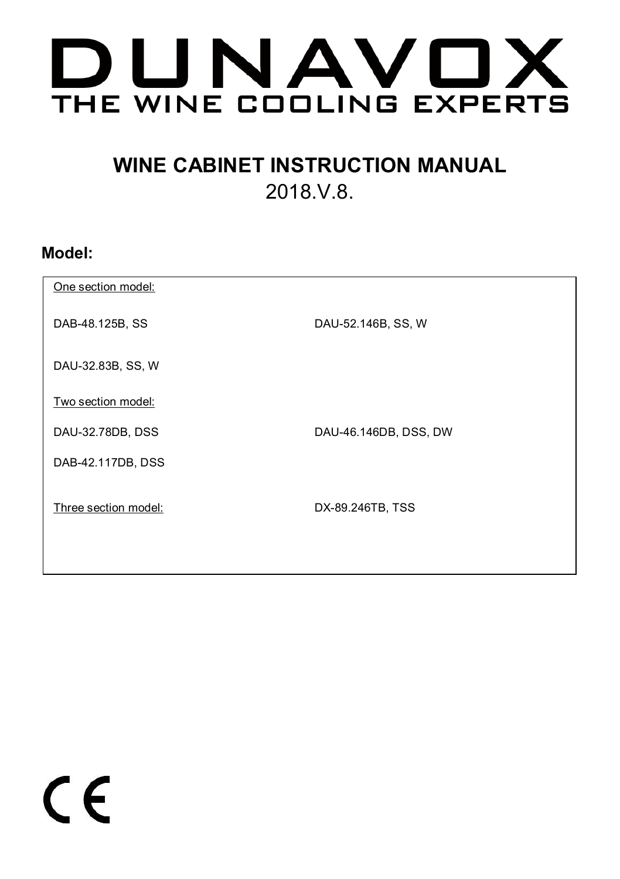# DUNAVOX

THE WINE COOLING EXPERTS

## WINE CABINET INSTRUCTION MANUAL

2018.V.8.

**Model:**

One section model:

DAB-48.125B, SS

DAU-52.146B, SS, W

DAU-32.83B, SS, W

Two section model:

DAU-32.78DB, DSS

DAU-46.146DB, DSS, DW

DAB-42.117DB, DSS

Three section model:

DX-89.246TB, TSS

CE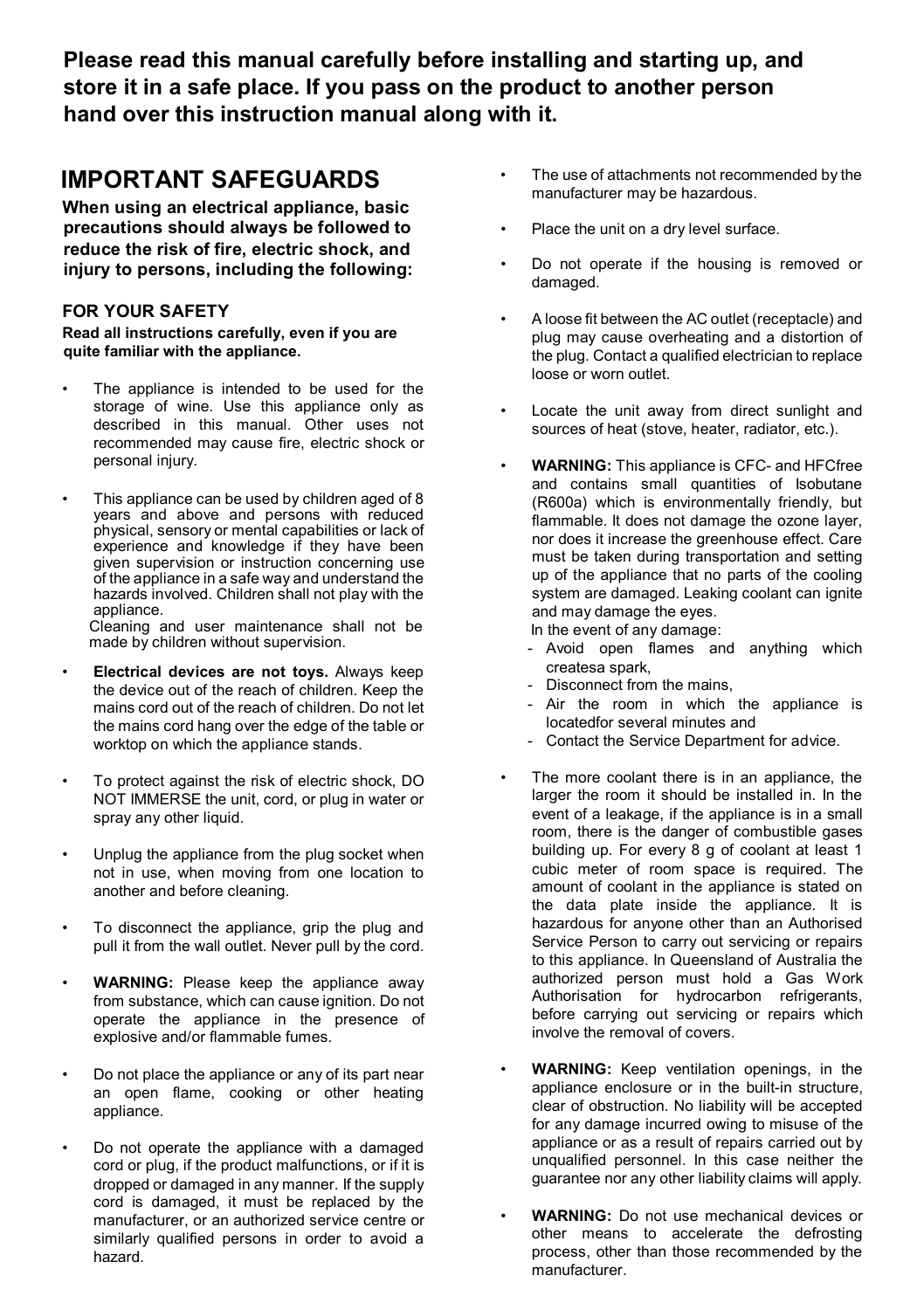**Please read this manual carefully before installing and starting up, and store it in a safe place. If you pass on the product to another person hand over this instruction manual along with it.**

# IMPORTANT SAFEGUARDS

**When using an electrical appliance, basic precautions should always be followed to reduce the risk of fire, electric shock, and injury to persons, including the following:**

### FOR YOUR SAFETY

**Read all instructions carefully, even if you are quite familiar with the appliance.**

- The appliance is intended to be used for the storage of wine. Use this appliance only as described in this manual. Other uses not recommended may cause fire, electric shock or personal injury.
- This appliance can be used by children aged of 8 years and above and persons with reduced physical, sensory or mental capabilities or lack of experience and knowledge if they have been given supervision or instruction concerning use of the appliance in a safe way and understand the hazards involved. Children shall not play with the appliance.
  Cleaning and user maintenance shall not be made by children without supervision.
- **Electrical devices are not toys.** Always keep the device out of the reach of children. Keep the mains cord out of the reach of children. Do not let the mains cord hang over the edge of the table or worktop on which the appliance stands.
- To protect against the risk of electric shock, DO NOT IMMERSE the unit, cord, or plug in water or spray any other liquid.
- Unplug the appliance from the plug socket when not in use, when moving from one location to another and before cleaning.
- To disconnect the appliance, grip the plug and pull it from the wall outlet. Never pull by the cord.
- **WARNING:** Please keep the appliance away from substance, which can cause ignition. Do not operate the appliance in the presence of explosive and/or flammable fumes.
- Do not place the appliance or any of its part near an open flame, cooking or other heating appliance.
- Do not operate the appliance with a damaged cord or plug, if the product malfunctions, or if it is dropped or damaged in any manner. If the supply cord is damaged, it must be replaced by the manufacturer, or an authorized service centre or similarly qualified persons in order to avoid a hazard.
- The use of attachments not recommended by the manufacturer may be hazardous.
- Place the unit on a dry level surface.
- Do not operate if the housing is removed or damaged.
- A loose fit between the AC outlet (receptacle) and plug may cause overheating and a distortion of the plug. Contact a qualified electrician to replace loose or worn outlet.
- Locate the unit away from direct sunlight and sources of heat (stove, heater, radiator, etc.).
- **WARNING:** This appliance is CFC- and HFCfree and contains small quantities of Isobutane (R600a) which is environmentally friendly, but flammable. It does not damage the ozone layer, nor does it increase the greenhouse effect. Care must be taken during transportation and setting up of the appliance that no parts of the cooling system are damaged. Leaking coolant can ignite and may damage the eyes.
  In the event of any damage:
  - Avoid open flames and anything which createsa spark,
  - Disconnect from the mains,
  - Air the room in which the appliance is locatedfor several minutes and
  - Contact the Service Department for advice.
- The more coolant there is in an appliance, the larger the room it should be installed in. In the event of a leakage, if the appliance is in a small room, there is the danger of combustible gases building up. For every 8 g of coolant at least 1 cubic meter of room space is required. The amount of coolant in the appliance is stated on the data plate inside the appliance. It is hazardous for anyone other than an Authorised Service Person to carry out servicing or repairs to this appliance. In Queensland of Australia the authorized person must hold a Gas Work Authorisation for hydrocarbon refrigerants, before carrying out servicing or repairs which involve the removal of covers.
- **WARNING:** Keep ventilation openings, in the appliance enclosure or in the built-in structure, clear of obstruction. No liability will be accepted for any damage incurred owing to misuse of the appliance or as a result of repairs carried out by unqualified personnel. In this case neither the guarantee nor any other liability claims will apply.
- **WARNING:** Do not use mechanical devices or other means to accelerate the defrosting process, other than those recommended by the manufacturer.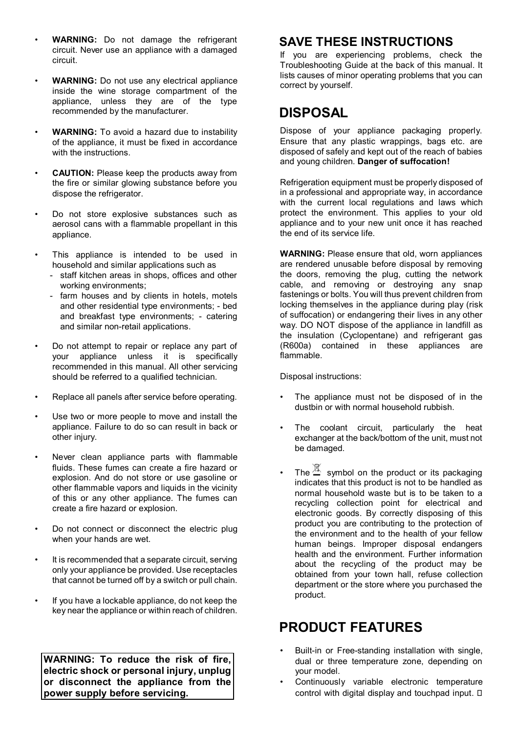- **WARNING:** Do not damage the refrigerant circuit. Never use an appliance with a damaged circuit.
- **WARNING:** Do not use any electrical appliance inside the wine storage compartment of the appliance, unless they are of the type recommended by the manufacturer.
- **WARNING:** To avoid a hazard due to instability of the appliance, it must be fixed in accordance with the instructions.
- **CAUTION:** Please keep the products away from the fire or similar glowing substance before you dispose the refrigerator.
- Do not store explosive substances such as aerosol cans with a flammable propellant in this appliance.
- This appliance is intended to be used in household and similar applications such as
  - staff kitchen areas in shops, offices and other working environments;
  - farm houses and by clients in hotels, motels and other residential type environments; - bed and breakfast type environments; - catering and similar non-retail applications.
- Do not attempt to repair or replace any part of your appliance unless it is specifically recommended in this manual. All other servicing should be referred to a qualified technician.
- Replace all panels after service before operating.
- Use two or more people to move and install the appliance. Failure to do so can result in back or other injury.
- Never clean appliance parts with flammable fluids. These fumes can create a fire hazard or explosion. And do not store or use gasoline or other flammable vapors and liquids in the vicinity of this or any other appliance. The fumes can create a fire hazard or explosion.
- Do not connect or disconnect the electric plug when your hands are wet.
- It is recommended that a separate circuit, serving only your appliance be provided. Use receptacles that cannot be turned off by a switch or pull chain.
- If you have a lockable appliance, do not keep the key near the appliance or within reach of children.

**WARNING: To reduce the risk of fire, electric shock or personal injury, unplug or disconnect the appliance from the power supply before servicing.**

## SAVE THESE INSTRUCTIONS

If you are experiencing problems, check the Troubleshooting Guide at the back of this manual. It lists causes of minor operating problems that you can correct by yourself.

# DISPOSAL

Dispose of your appliance packaging properly. Ensure that any plastic wrappings, bags etc. are disposed of safely and kept out of the reach of babies and young children. **Danger of suffocation!**

Refrigeration equipment must be properly disposed of in a professional and appropriate way, in accordance with the current local regulations and laws which protect the environment. This applies to your old appliance and to your new unit once it has reached the end of its service life.

**WARNING:** Please ensure that old, worn appliances are rendered unusable before disposal by removing the doors, removing the plug, cutting the network cable, and removing or destroying any snap fastenings or bolts. You will thus prevent children from locking themselves in the appliance during play (risk of suffocation) or endangering their lives in any other way. DO NOT dispose of the appliance in landfill as the insulation (Cyclopentane) and refrigerant gas (R600a) contained in these appliances are flammable.

Disposal instructions:

- The appliance must not be disposed of in the dustbin or with normal household rubbish.
- The coolant circuit, particularly the heat exchanger at the back/bottom of the unit, must not be damaged.
- The symbol on the product or its packaging indicates that this product is not to be handled as normal household waste but is to be taken to a recycling collection point for electrical and electronic goods. By correctly disposing of this product you are contributing to the protection of the environment and to the health of your fellow human beings. Improper disposal endangers health and the environment. Further information about the recycling of the product may be obtained from your town hall, refuse collection department or the store where you purchased the product.

# PRODUCT FEATURES

- Built-in or Free-standing installation with single, dual or three temperature zone, depending on your model.
- Continuously variable electronic temperature control with digital display and touchpad input.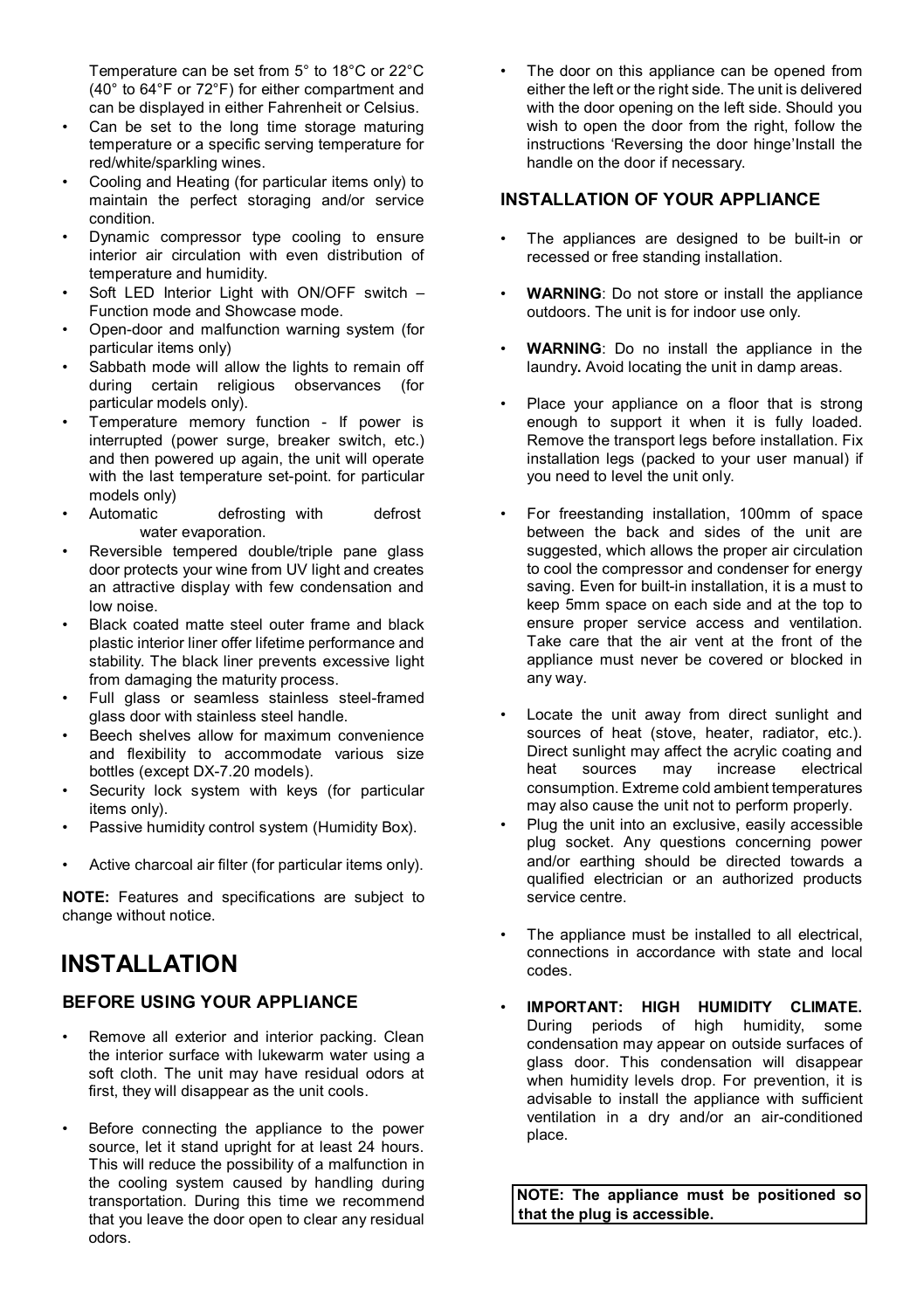Temperature can be set from 5° to 18°C or 22°C (40° to 64°F or 72°F) for either compartment and can be displayed in either Fahrenheit or Celsius.

- Can be set to the long time storage maturing temperature or a specific serving temperature for red/white/sparkling wines.
- Cooling and Heating (for particular items only) to maintain the perfect storaging and/or service condition.
- Dynamic compressor type cooling to ensure interior air circulation with even distribution of temperature and humidity.
- Soft LED Interior Light with ON/OFF switch – Function mode and Showcase mode.
- Open-door and malfunction warning system (for particular items only)
- Sabbath mode will allow the lights to remain off during certain religious observances (for particular models only).
- Temperature memory function - If power is interrupted (power surge, breaker switch, etc.) and then powered up again, the unit will operate with the last temperature set-point. for particular models only)
- Automatic defrosting with defrost water evaporation.
- Reversible tempered double/triple pane glass door protects your wine from UV light and creates an attractive display with few condensation and low noise.
- Black coated matte steel outer frame and black plastic interior liner offer lifetime performance and stability. The black liner prevents excessive light from damaging the maturity process.
- Full glass or seamless stainless steel-framed glass door with stainless steel handle.
- Beech shelves allow for maximum convenience and flexibility to accommodate various size bottles (except DX-7.20 models).
- Security lock system with keys (for particular items only).
- Passive humidity control system (Humidity Box).
- Active charcoal air filter (for particular items only).

**NOTE:** Features and specifications are subject to change without notice.

# INSTALLATION

## BEFORE USING YOUR APPLIANCE

- Remove all exterior and interior packing. Clean the interior surface with lukewarm water using a soft cloth. The unit may have residual odors at first, they will disappear as the unit cools.
- Before connecting the appliance to the power source, let it stand upright for at least 24 hours. This will reduce the possibility of a malfunction in the cooling system caused by handling during transportation. During this time we recommend that you leave the door open to clear any residual odors.
- The door on this appliance can be opened from either the left or the right side. The unit is delivered with the door opening on the left side. Should you wish to open the door from the right, follow the instructions 'Reversing the door hinge'Install the handle on the door if necessary.

## INSTALLATION OF YOUR APPLIANCE

- The appliances are designed to be built-in or recessed or free standing installation.
- **WARNING**: Do not store or install the appliance outdoors. The unit is for indoor use only.
- **WARNING**: Do no install the appliance in the laundry**.** Avoid locating the unit in damp areas.
- Place your appliance on a floor that is strong enough to support it when it is fully loaded. Remove the transport legs before installation. Fix installation legs (packed to your user manual) if you need to level the unit only.
- For freestanding installation, 100mm of space between the back and sides of the unit are suggested, which allows the proper air circulation to cool the compressor and condenser for energy saving. Even for built-in installation, it is a must to keep 5mm space on each side and at the top to ensure proper service access and ventilation. Take care that the air vent at the front of the appliance must never be covered or blocked in any way.
- Locate the unit away from direct sunlight and sources of heat (stove, heater, radiator, etc.). Direct sunlight may affect the acrylic coating and heat sources may increase electrical consumption. Extreme cold ambient temperatures may also cause the unit not to perform properly.
- Plug the unit into an exclusive, easily accessible plug socket. Any questions concerning power and/or earthing should be directed towards a qualified electrician or an authorized products service centre.
- The appliance must be installed to all electrical, connections in accordance with state and local codes.
- **IMPORTANT: HIGH HUMIDITY CLIMATE.** During periods of high humidity, some condensation may appear on outside surfaces of glass door. This condensation will disappear when humidity levels drop. For prevention, it is advisable to install the appliance with sufficient ventilation in a dry and/or an air-conditioned place.

**NOTE: The appliance must be positioned so that the plug is accessible.**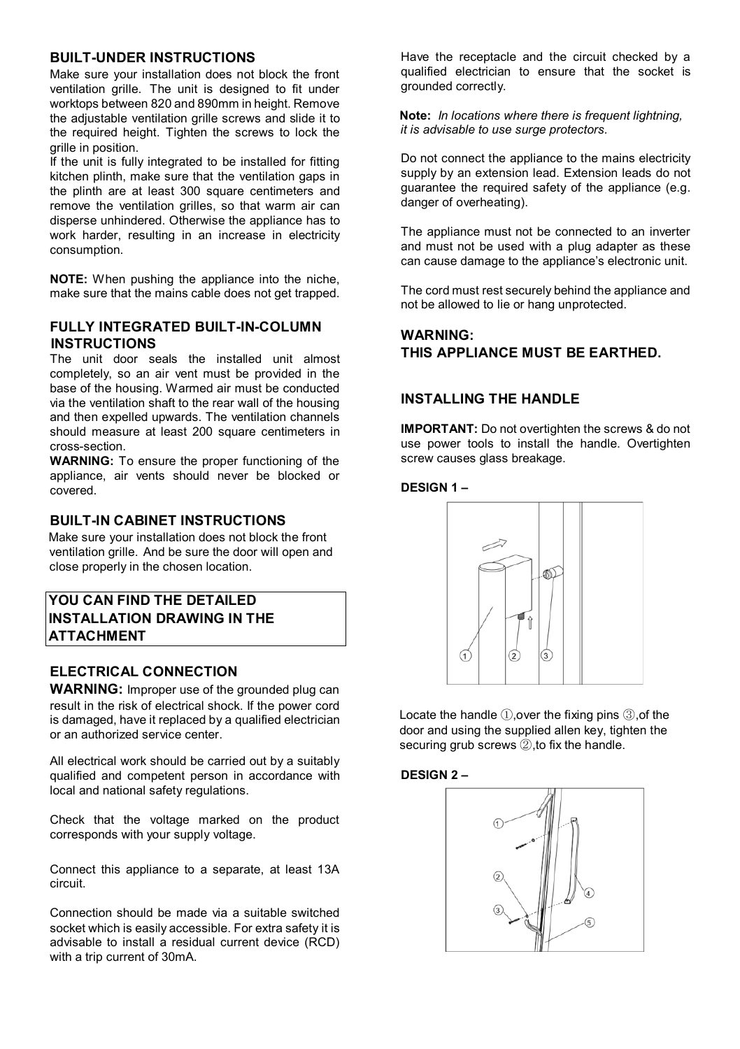## BUILT-UNDER INSTRUCTIONS

Make sure your installation does not block the front ventilation grille. The unit is designed to fit under worktops between 820 and 890mm in height. Remove the adjustable ventilation grille screws and slide it to the required height. Tighten the screws to lock the grille in position.

If the unit is fully integrated to be installed for fitting kitchen plinth, make sure that the ventilation gaps in the plinth are at least 300 square centimeters and remove the ventilation grilles, so that warm air can disperse unhindered. Otherwise the appliance has to work harder, resulting in an increase in electricity consumption.

**NOTE:** When pushing the appliance into the niche, make sure that the mains cable does not get trapped.

## FULLY INTEGRATED BUILT-IN-COLUMN INSTRUCTIONS

The unit door seals the installed unit almost completely, so an air vent must be provided in the base of the housing. Warmed air must be conducted via the ventilation shaft to the rear wall of the housing and then expelled upwards. The ventilation channels should measure at least 200 square centimeters in cross-section.

**WARNING:** To ensure the proper functioning of the appliance, air vents should never be blocked or covered.

## BUILT-IN CABINET INSTRUCTIONS

Make sure your installation does not block the front ventilation grille. And be sure the door will open and close properly in the chosen location.

**YOU CAN FIND THE DETAILED INSTALLATION DRAWING IN THE ATTACHMENT**

## ELECTRICAL CONNECTION

**WARNING:** Improper use of the grounded plug can result in the risk of electrical shock. If the power cord is damaged, have it replaced by a qualified electrician or an authorized service center.

All electrical work should be carried out by a suitably qualified and competent person in accordance with local and national safety regulations.

Check that the voltage marked on the product corresponds with your supply voltage.

Connect this appliance to a separate, at least 13A circuit.

Connection should be made via a suitable switched socket which is easily accessible. For extra safety it is advisable to install a residual current device (RCD) with a trip current of 30mA.

Have the receptacle and the circuit checked by a qualified electrician to ensure that the socket is grounded correctly.

**Note:** *In locations where there is frequent lightning, it is advisable to use surge protectors.*

Do not connect the appliance to the mains electricity supply by an extension lead. Extension leads do not guarantee the required safety of the appliance (e.g. danger of overheating).

The appliance must not be connected to an inverter and must not be used with a plug adapter as these can cause damage to the appliance's electronic unit.

The cord must rest securely behind the appliance and not be allowed to lie or hang unprotected.

**WARNING:**
**THIS APPLIANCE MUST BE EARTHED.**

## INSTALLING THE HANDLE

**IMPORTANT:** Do not overtighten the screws & do not use power tools to install the handle. Overtighten screw causes glass breakage.

**DESIGN 1 –**

Locate the handle ①,over the fixing pins ③,of the door and using the supplied allen key, tighten the securing grub screws ②,to fix the handle.

**DESIGN 2 –**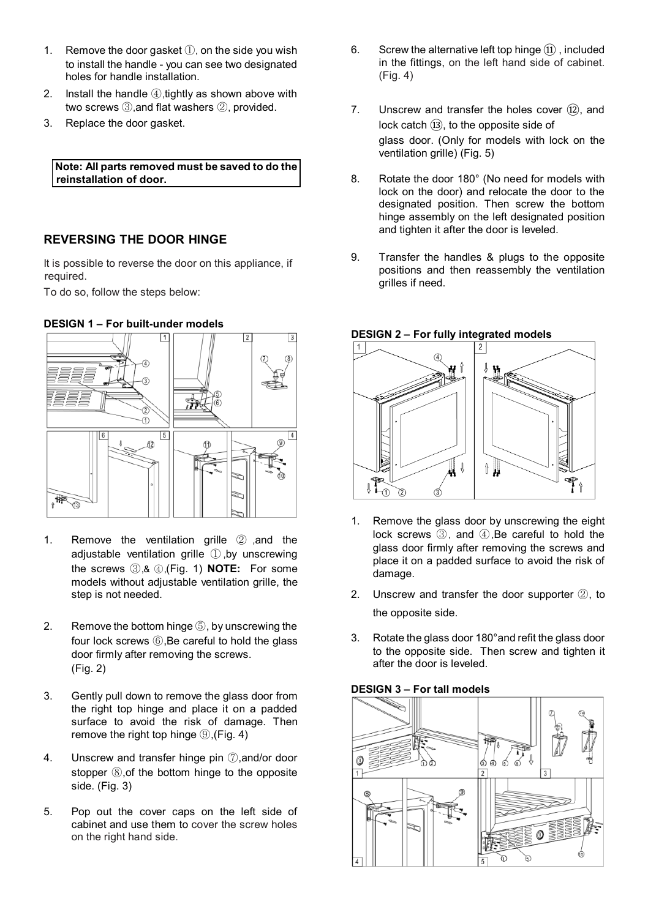1. Remove the door gasket ①, on the side you wish to install the handle - you can see two designated holes for handle installation.
2. Install the handle ④,tightly as shown above with two screws ③,and flat washers ②, provided.
3. Replace the door gasket.

**Note: All parts removed must be saved to do the reinstallation of door.**

## REVERSING THE DOOR HINGE

It is possible to reverse the door on this appliance, if required.

To do so, follow the steps below:

### DESIGN 1 – For built-under models

1. Remove the ventilation grille ② ,and the adjustable ventilation grille ① ,by unscrewing the screws ③,& ④,(Fig. 1) **NOTE:** For some models without adjustable ventilation grille, the step is not needed.
2. Remove the bottom hinge ⑤, by unscrewing the four lock screws ⑥,Be careful to hold the glass door firmly after removing the screws. (Fig. 2)
3. Gently pull down to remove the glass door from the right top hinge and place it on a padded surface to avoid the risk of damage. Then remove the right top hinge ⑨,(Fig. 4)
4. Unscrew and transfer hinge pin ⑦,and/or door stopper ⑧,of the bottom hinge to the opposite side. (Fig. 3)
5. Pop out the cover caps on the left side of cabinet and use them to cover the screw holes on the right hand side.
6. Screw the alternative left top hinge ⑪ , included in the fittings, on the left hand side of cabinet. (Fig. 4)
7. Unscrew and transfer the holes cover ⑫, and lock catch ⑬, to the opposite side of glass door. (Only for models with lock on the ventilation grille) (Fig. 5)
8. Rotate the door 180° (No need for models with lock on the door) and relocate the door to the designated position. Then screw the bottom hinge assembly on the left designated position and tighten it after the door is leveled.
9. Transfer the handles & plugs to the opposite positions and then reassembly the ventilation grilles if need.

### DESIGN 2 – For fully integrated models

1. Remove the glass door by unscrewing the eight lock screws ③, and ④,Be careful to hold the glass door firmly after removing the screws and place it on a padded surface to avoid the risk of damage.
2. Unscrew and transfer the door supporter ②, to the opposite side.
3. Rotate the glass door 180°and refit the glass door to the opposite side. Then screw and tighten it after the door is leveled.

### DESIGN 3 – For tall models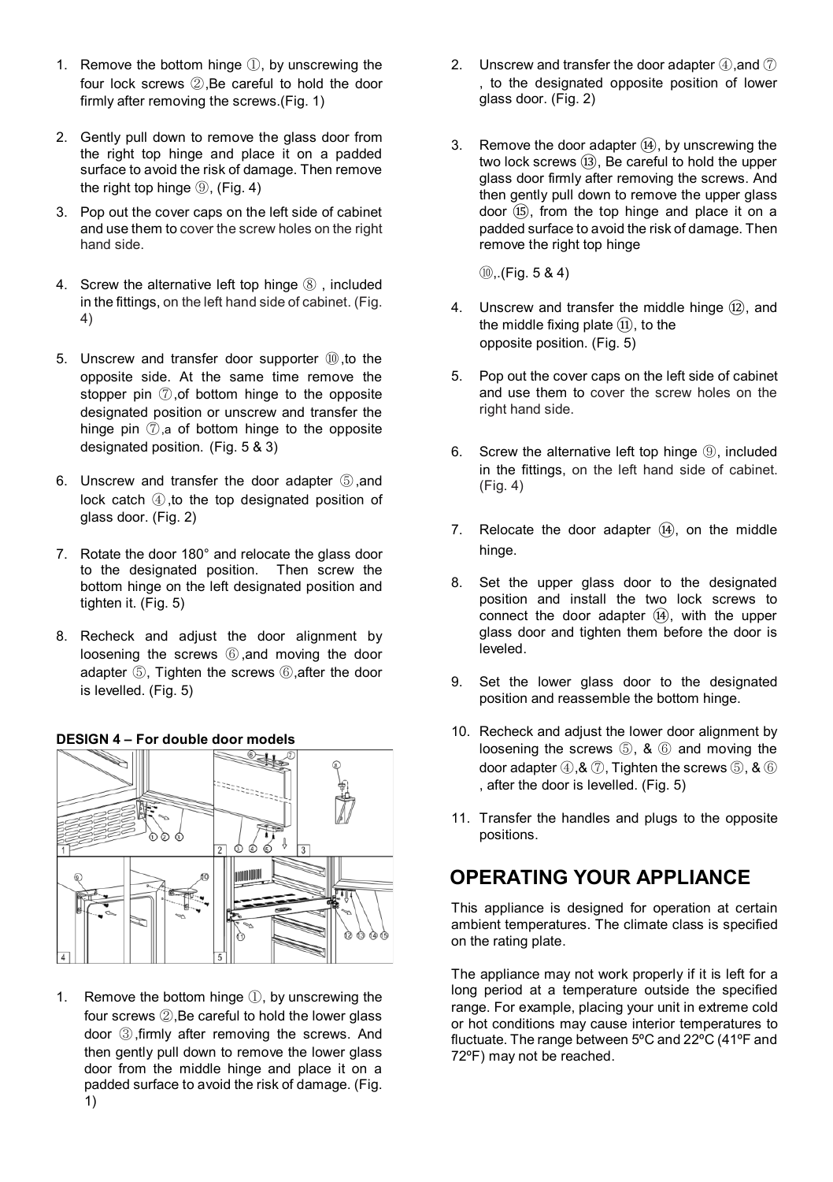1. Remove the bottom hinge ①, by unscrewing the four lock screws ②,Be careful to hold the door firmly after removing the screws.(Fig. 1)

2. Gently pull down to remove the glass door from the right top hinge and place it on a padded surface to avoid the risk of damage. Then remove the right top hinge ⑨, (Fig. 4)

3. Pop out the cover caps on the left side of cabinet and use them to cover the screw holes on the right hand side.

4. Screw the alternative left top hinge ⑧ , included in the fittings, on the left hand side of cabinet. (Fig. 4)

5. Unscrew and transfer door supporter ⑩,to the opposite side. At the same time remove the stopper pin ⑦,of bottom hinge to the opposite designated position or unscrew and transfer the hinge pin ⑦,a of bottom hinge to the opposite designated position. (Fig. 5 & 3)

6. Unscrew and transfer the door adapter ⑤,and lock catch ④,to the top designated position of glass door. (Fig. 2)

7. Rotate the door 180° and relocate the glass door to the designated position. Then screw the bottom hinge on the left designated position and tighten it. (Fig. 5)

8. Recheck and adjust the door alignment by loosening the screws ⑥,and moving the door adapter ⑤, Tighten the screws ⑥,after the door is levelled. (Fig. 5)

**DESIGN 4 – For double door models**

1. Remove the bottom hinge ①, by unscrewing the four screws ②,Be careful to hold the lower glass door ③,firmly after removing the screws. And then gently pull down to remove the lower glass door from the middle hinge and place it on a padded surface to avoid the risk of damage. (Fig. 1)

2. Unscrew and transfer the door adapter ④,and ⑦ , to the designated opposite position of lower glass door. (Fig. 2)

3. Remove the door adapter ⑭, by unscrewing the two lock screws ⑬, Be careful to hold the upper glass door firmly after removing the screws. And then gently pull down to remove the upper glass door ⑮, from the top hinge and place it on a padded surface to avoid the risk of damage. Then remove the right top hinge

   ⑩,.(Fig. 5 & 4)

4. Unscrew and transfer the middle hinge ⑫, and the middle fixing plate ⑪, to the opposite position. (Fig. 5)

5. Pop out the cover caps on the left side of cabinet and use them to cover the screw holes on the right hand side.

6. Screw the alternative left top hinge ⑨, included in the fittings, on the left hand side of cabinet. (Fig. 4)

7. Relocate the door adapter ⑭, on the middle hinge.

8. Set the upper glass door to the designated position and install the two lock screws to connect the door adapter ⑭, with the upper glass door and tighten them before the door is leveled.

9. Set the lower glass door to the designated position and reassemble the bottom hinge.

10. Recheck and adjust the lower door alignment by loosening the screws ⑤, & ⑥ and moving the door adapter ④,& ⑦, Tighten the screws ⑤, & ⑥ , after the door is levelled. (Fig. 5)

11. Transfer the handles and plugs to the opposite positions.

## OPERATING YOUR APPLIANCE

This appliance is designed for operation at certain ambient temperatures. The climate class is specified on the rating plate.

The appliance may not work properly if it is left for a long period at a temperature outside the specified range. For example, placing your unit in extreme cold or hot conditions may cause interior temperatures to fluctuate. The range between 5ºC and 22ºC (41ºF and 72ºF) may not be reached.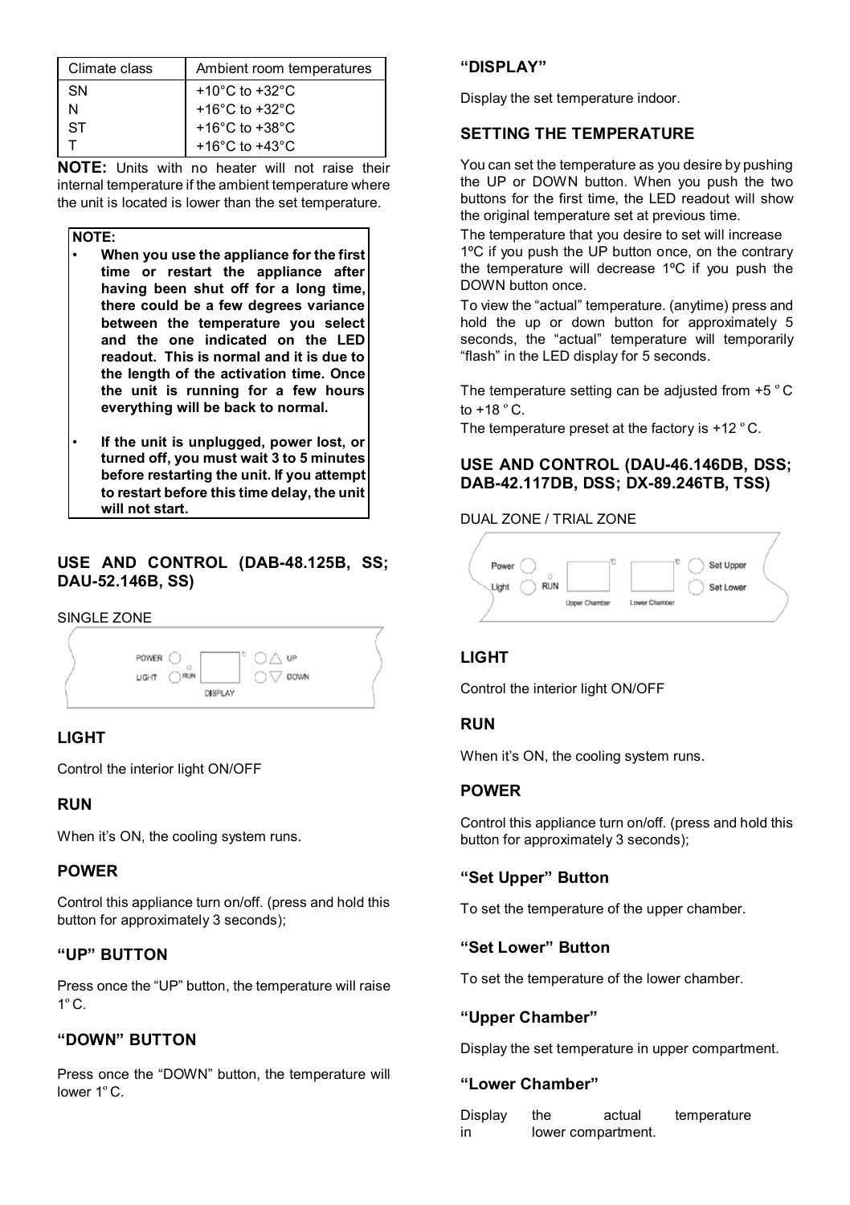| Climate class | Ambient room temperatures |
| --- | --- |
| SN | +10°C to +32°C |
| N | +16°C to +32°C |
| ST | +16°C to +38°C |
| T | +16°C to +43°C |

**NOTE:** Units with no heater will not raise their internal temperature if the ambient temperature where the unit is located is lower than the set temperature.

**NOTE:**

- **When you use the appliance for the first time or restart the appliance after having been shut off for a long time, there could be a few degrees variance between the temperature you select and the one indicated on the LED readout. This is normal and it is due to the length of the activation time. Once the unit is running for a few hours everything will be back to normal.**
- **If the unit is unplugged, power lost, or turned off, you must wait 3 to 5 minutes before restarting the unit. If you attempt to restart before this time delay, the unit will not start.**

## USE AND CONTROL (DAB-48.125B, SS; DAU-52.146B, SS)

SINGLE ZONE

POWER RUN LIGHT DISPLAY UP DOWN

### LIGHT

Control the interior light ON/OFF

### RUN

When it's ON, the cooling system runs.

### POWER

Control this appliance turn on/off. (press and hold this button for approximately 3 seconds);

### "UP" BUTTON

Press once the "UP" button, the temperature will raise 1° C.

### "DOWN" BUTTON

Press once the "DOWN" button, the temperature will lower 1° C.

### "DISPLAY"

Display the set temperature indoor.

### SETTING THE TEMPERATURE

You can set the temperature as you desire by pushing the UP or DOWN button. When you push the two buttons for the first time, the LED readout will show the original temperature set at previous time.

The temperature that you desire to set will increase 1ºC if you push the UP button once, on the contrary the temperature will decrease 1ºC if you push the DOWN button once.

To view the "actual" temperature. (anytime) press and hold the up or down button for approximately 5 seconds, the "actual" temperature will temporarily "flash" in the LED display for 5 seconds.

The temperature setting can be adjusted from +5 ° C to +18 ° C.

The temperature preset at the factory is +12 ° C.

## USE AND CONTROL (DAU-46.146DB, DSS; DAB-42.117DB, DSS; DX-89.246TB, TSS)

DUAL ZONE / TRIAL ZONE

Power Light RUN Upper Chamber Lower Chamber Set Upper Set Lower

### LIGHT

Control the interior light ON/OFF

### RUN

When it's ON, the cooling system runs.

### POWER

Control this appliance turn on/off. (press and hold this button for approximately 3 seconds);

### "Set Upper" Button

To set the temperature of the upper chamber.

### "Set Lower" Button

To set the temperature of the lower chamber.

### "Upper Chamber"

Display the set temperature in upper compartment.

### "Lower Chamber"

Display the actual temperature in lower compartment.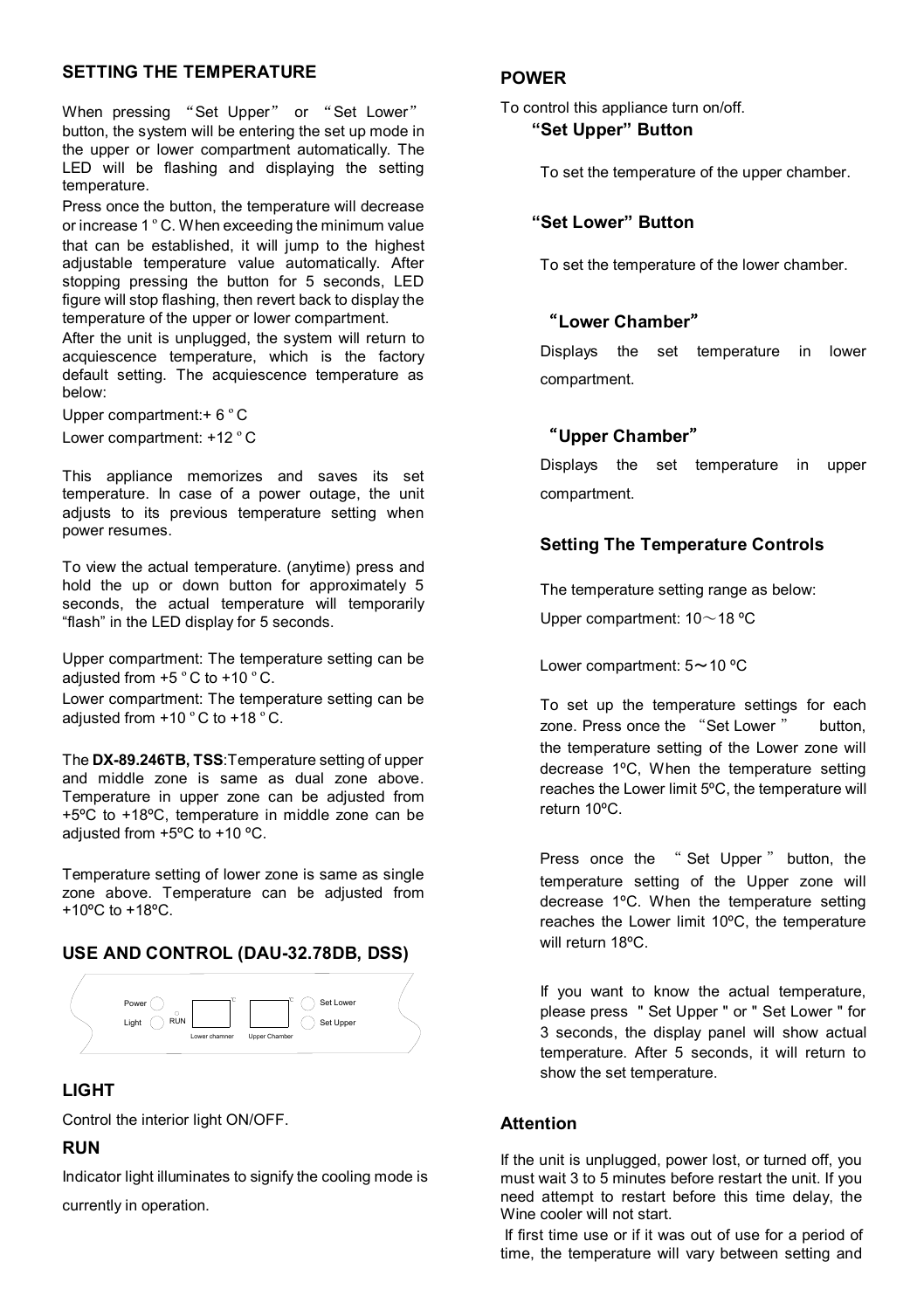## SETTING THE TEMPERATURE

When pressing "Set Upper" or "Set Lower" button, the system will be entering the set up mode in the upper or lower compartment automatically. The LED will be flashing and displaying the setting temperature.

Press once the button, the temperature will decrease or increase 1 ° C. When exceeding the minimum value that can be established, it will jump to the highest adjustable temperature value automatically. After stopping pressing the button for 5 seconds, LED figure will stop flashing, then revert back to display the temperature of the upper or lower compartment.

After the unit is unplugged, the system will return to acquiescence temperature, which is the factory default setting. The acquiescence temperature as below:

Upper compartment:+ 6 ° C

Lower compartment: +12 ° C

This appliance memorizes and saves its set temperature. In case of a power outage, the unit adjusts to its previous temperature setting when power resumes.

To view the actual temperature. (anytime) press and hold the up or down button for approximately 5 seconds, the actual temperature will temporarily "flash" in the LED display for 5 seconds.

Upper compartment: The temperature setting can be adjusted from +5 ° C to +10 ° C.

Lower compartment: The temperature setting can be adjusted from +10 ° C to +18 ° C.

The **DX-89.246TB, TSS**:Temperature setting of upper and middle zone is same as dual zone above. Temperature in upper zone can be adjusted from +5ºC to +18ºC, temperature in middle zone can be adjusted from +5ºC to +10 ºC.

Temperature setting of lower zone is same as single zone above. Temperature can be adjusted from +10ºC to +18ºC.

## USE AND CONTROL (DAU-32.78DB, DSS)

Power ℃ ℃ Set Lower
Light RUN Set Upper
Lower chamner Upper Chamber

## LIGHT

Control the interior light ON/OFF.

## RUN

Indicator light illuminates to signify the cooling mode is currently in operation.

## POWER

To control this appliance turn on/off.

### "Set Upper" Button

To set the temperature of the upper chamber.

### "Set Lower" Button

To set the temperature of the lower chamber.

### "Lower Chamber"

Displays the set temperature in lower compartment.

### "Upper Chamber"

Displays the set temperature in upper compartment.

### Setting The Temperature Controls

The temperature setting range as below:

Upper compartment: 10～18 ºC

Lower compartment: 5～10 ºC

To set up the temperature settings for each zone. Press once the "Set Lower" button, the temperature setting of the Lower zone will decrease 1ºC, When the temperature setting reaches the Lower limit 5ºC, the temperature will return 10ºC.

Press once the "Set Upper" button, the temperature setting of the Upper zone will decrease 1ºC. When the temperature setting reaches the Lower limit 10ºC, the temperature will return 18ºC.

If you want to know the actual temperature, please press " Set Upper " or " Set Lower " for 3 seconds, the display panel will show actual temperature. After 5 seconds, it will return to show the set temperature.

## Attention

If the unit is unplugged, power lost, or turned off, you must wait 3 to 5 minutes before restart the unit. If you need attempt to restart before this time delay, the Wine cooler will not start.

If first time use or if it was out of use for a period of time, the temperature will vary between setting and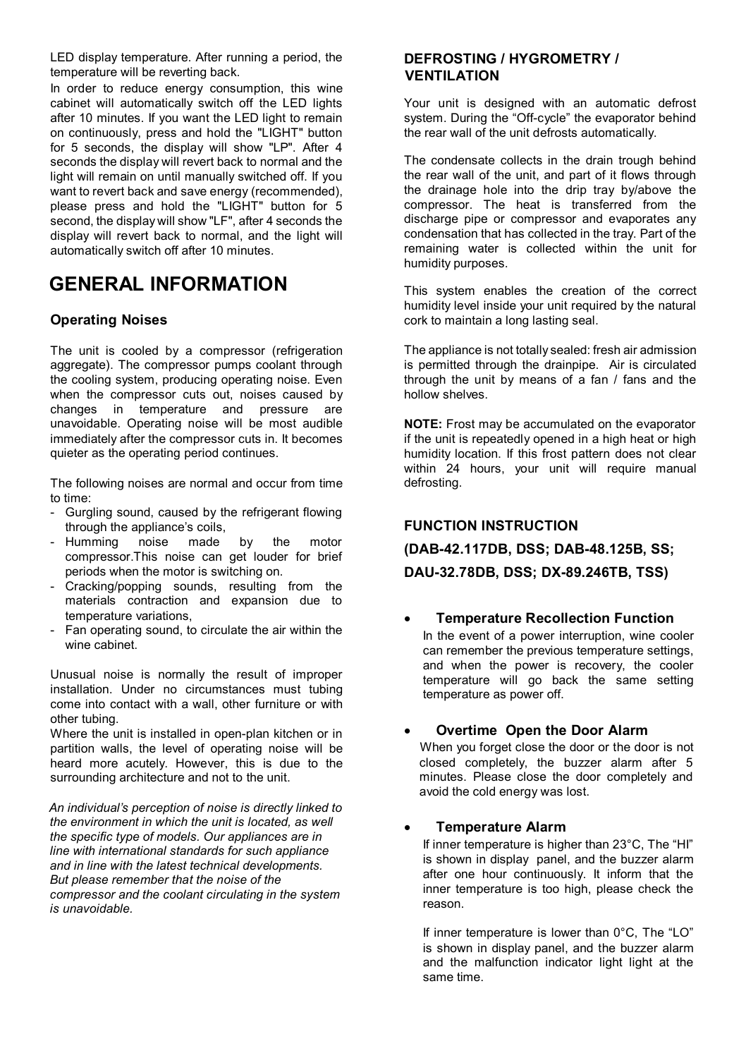LED display temperature. After running a period, the temperature will be reverting back.

In order to reduce energy consumption, this wine cabinet will automatically switch off the LED lights after 10 minutes. If you want the LED light to remain on continuously, press and hold the "LIGHT" button for 5 seconds, the display will show "LP". After 4 seconds the display will revert back to normal and the light will remain on until manually switched off. If you want to revert back and save energy (recommended), please press and hold the "LIGHT" button for 5 second, the display will show "LF", after 4 seconds the display will revert back to normal, and the light will automatically switch off after 10 minutes.

# GENERAL INFORMATION

### Operating Noises

The unit is cooled by a compressor (refrigeration aggregate). The compressor pumps coolant through the cooling system, producing operating noise. Even when the compressor cuts out, noises caused by changes in temperature and pressure are unavoidable. Operating noise will be most audible immediately after the compressor cuts in. It becomes quieter as the operating period continues.

The following noises are normal and occur from time to time:

- Gurgling sound, caused by the refrigerant flowing through the appliance's coils,
- Humming noise made by the motor compressor.This noise can get louder for brief periods when the motor is switching on.
- Cracking/popping sounds, resulting from the materials contraction and expansion due to temperature variations,
- Fan operating sound, to circulate the air within the wine cabinet.

Unusual noise is normally the result of improper installation. Under no circumstances must tubing come into contact with a wall, other furniture or with other tubing.

Where the unit is installed in open-plan kitchen or in partition walls, the level of operating noise will be heard more acutely. However, this is due to the surrounding architecture and not to the unit.

*An individual's perception of noise is directly linked to the environment in which the unit is located, as well the specific type of models. Our appliances are in line with international standards for such appliance and in line with the latest technical developments. But please remember that the noise of the compressor and the coolant circulating in the system is unavoidable.*

### DEFROSTING / HYGROMETRY / VENTILATION

Your unit is designed with an automatic defrost system. During the "Off-cycle" the evaporator behind the rear wall of the unit defrosts automatically.

The condensate collects in the drain trough behind the rear wall of the unit, and part of it flows through the drainage hole into the drip tray by/above the compressor. The heat is transferred from the discharge pipe or compressor and evaporates any condensation that has collected in the tray. Part of the remaining water is collected within the unit for humidity purposes.

This system enables the creation of the correct humidity level inside your unit required by the natural cork to maintain a long lasting seal.

The appliance is not totally sealed: fresh air admission is permitted through the drainpipe. Air is circulated through the unit by means of a fan / fans and the hollow shelves.

**NOTE:** Frost may be accumulated on the evaporator if the unit is repeatedly opened in a high heat or high humidity location. If this frost pattern does not clear within 24 hours, your unit will require manual defrosting.

### FUNCTION INSTRUCTION

### (DAB-42.117DB, DSS; DAB-48.125B, SS; DAU-32.78DB, DSS; DX-89.246TB, TSS)

- **Temperature Recollection Function**

  In the event of a power interruption, wine cooler can remember the previous temperature settings, and when the power is recovery, the cooler temperature will go back the same setting temperature as power off.

- **Overtime Open the Door Alarm**

  When you forget close the door or the door is not closed completely, the buzzer alarm after 5 minutes. Please close the door completely and avoid the cold energy was lost.

- **Temperature Alarm**

  If inner temperature is higher than 23°C, The "HI" is shown in display panel, and the buzzer alarm after one hour continuously. It inform that the inner temperature is too high, please check the reason.

  If inner temperature is lower than 0°C, The "LO" is shown in display panel, and the buzzer alarm and the malfunction indicator light light at the same time.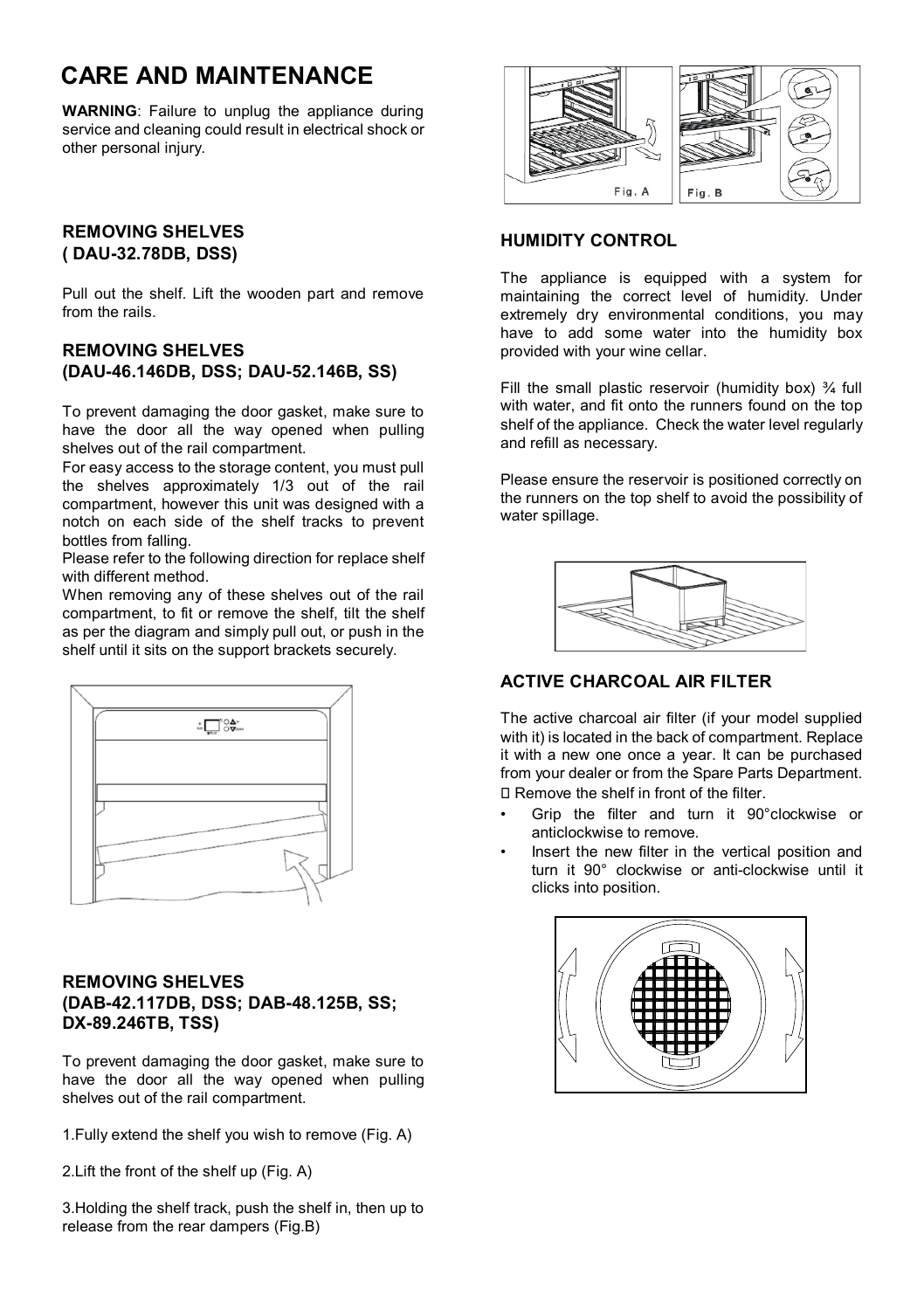# CARE AND MAINTENANCE

**WARNING**: Failure to unplug the appliance during service and cleaning could result in electrical shock or other personal injury.

### REMOVING SHELVES ( DAU-32.78DB, DSS)

Pull out the shelf. Lift the wooden part and remove from the rails.

### REMOVING SHELVES (DAU-46.146DB, DSS; DAU-52.146B, SS)

To prevent damaging the door gasket, make sure to have the door all the way opened when pulling shelves out of the rail compartment.

For easy access to the storage content, you must pull the shelves approximately 1/3 out of the rail compartment, however this unit was designed with a notch on each side of the shelf tracks to prevent bottles from falling.

Please refer to the following direction for replace shelf with different method.

When removing any of these shelves out of the rail compartment, to fit or remove the shelf, tilt the shelf as per the diagram and simply pull out, or push in the shelf until it sits on the support brackets securely.

### REMOVING SHELVES (DAB-42.117DB, DSS; DAB-48.125B, SS; DX-89.246TB, TSS)

To prevent damaging the door gasket, make sure to have the door all the way opened when pulling shelves out of the rail compartment.

1.Fully extend the shelf you wish to remove (Fig. A)

2.Lift the front of the shelf up (Fig. A)

3.Holding the shelf track, push the shelf in, then up to release from the rear dampers (Fig.B)

Fig. A

Fig. B

### HUMIDITY CONTROL

The appliance is equipped with a system for maintaining the correct level of humidity. Under extremely dry environmental conditions, you may have to add some water into the humidity box provided with your wine cellar.

Fill the small plastic reservoir (humidity box) ¾ full with water, and fit onto the runners found on the top shelf of the appliance. Check the water level regularly and refill as necessary.

Please ensure the reservoir is positioned correctly on the runners on the top shelf to avoid the possibility of water spillage.

### ACTIVE CHARCOAL AIR FILTER

The active charcoal air filter (if your model supplied with it) is located in the back of compartment. Replace it with a new one once a year. It can be purchased from your dealer or from the Spare Parts Department.

 Remove the shelf in front of the filter.

- Grip the filter and turn it 90°clockwise or anticlockwise to remove.
- Insert the new filter in the vertical position and turn it 90° clockwise or anti-clockwise until it clicks into position.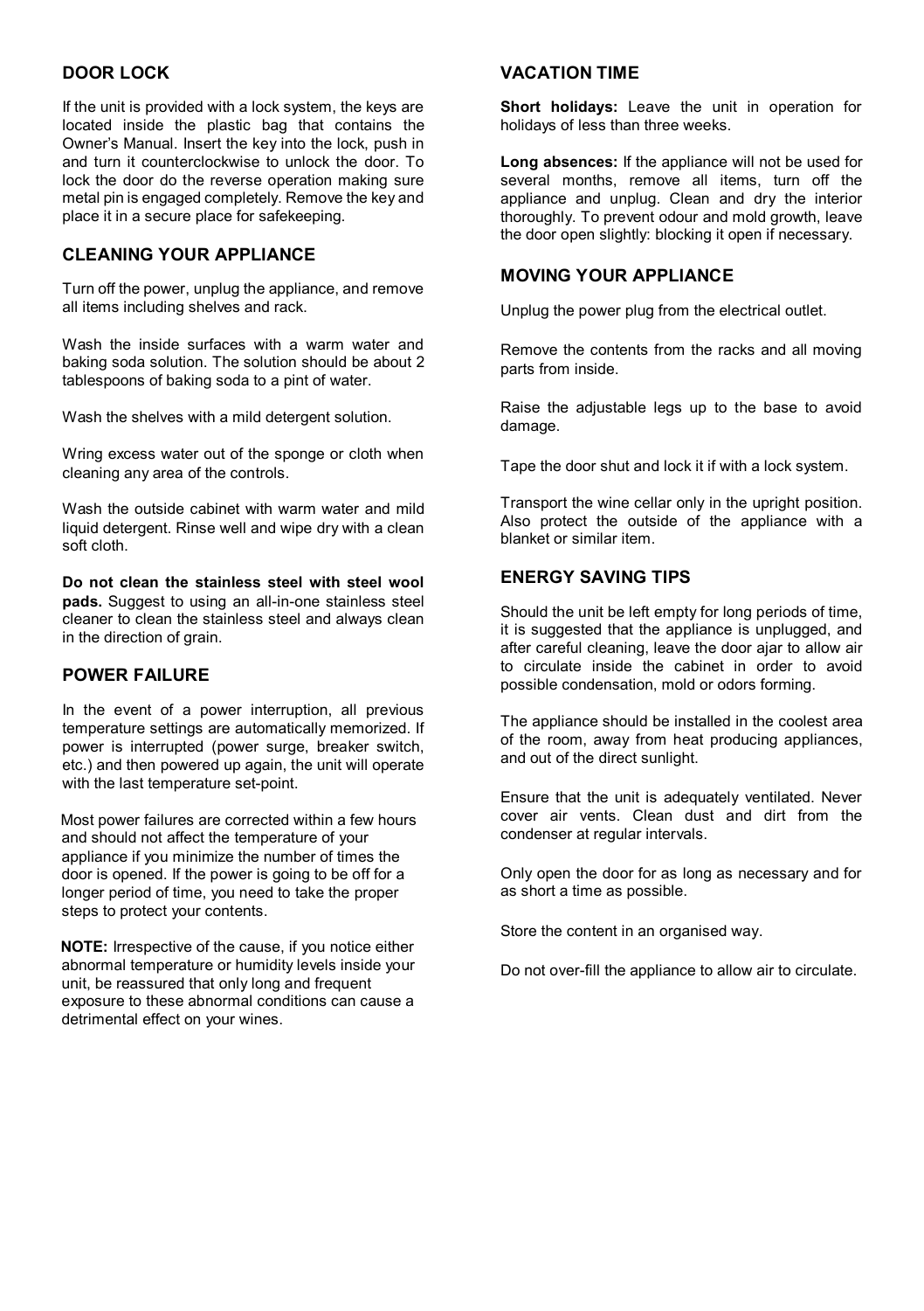## DOOR LOCK

If the unit is provided with a lock system, the keys are located inside the plastic bag that contains the Owner's Manual. Insert the key into the lock, push in and turn it counterclockwise to unlock the door. To lock the door do the reverse operation making sure metal pin is engaged completely. Remove the key and place it in a secure place for safekeeping.

## CLEANING YOUR APPLIANCE

Turn off the power, unplug the appliance, and remove all items including shelves and rack.

Wash the inside surfaces with a warm water and baking soda solution. The solution should be about 2 tablespoons of baking soda to a pint of water.

Wash the shelves with a mild detergent solution.

Wring excess water out of the sponge or cloth when cleaning any area of the controls.

Wash the outside cabinet with warm water and mild liquid detergent. Rinse well and wipe dry with a clean soft cloth.

**Do not clean the stainless steel with steel wool pads.** Suggest to using an all-in-one stainless steel cleaner to clean the stainless steel and always clean in the direction of grain.

## POWER FAILURE

In the event of a power interruption, all previous temperature settings are automatically memorized. If power is interrupted (power surge, breaker switch, etc.) and then powered up again, the unit will operate with the last temperature set-point.

Most power failures are corrected within a few hours and should not affect the temperature of your appliance if you minimize the number of times the door is opened. If the power is going to be off for a longer period of time, you need to take the proper steps to protect your contents.

**NOTE:** Irrespective of the cause, if you notice either abnormal temperature or humidity levels inside your unit, be reassured that only long and frequent exposure to these abnormal conditions can cause a detrimental effect on your wines.

## VACATION TIME

**Short holidays:** Leave the unit in operation for holidays of less than three weeks.

**Long absences:** If the appliance will not be used for several months, remove all items, turn off the appliance and unplug. Clean and dry the interior thoroughly. To prevent odour and mold growth, leave the door open slightly: blocking it open if necessary.

## MOVING YOUR APPLIANCE

Unplug the power plug from the electrical outlet.

Remove the contents from the racks and all moving parts from inside.

Raise the adjustable legs up to the base to avoid damage.

Tape the door shut and lock it if with a lock system.

Transport the wine cellar only in the upright position. Also protect the outside of the appliance with a blanket or similar item.

## ENERGY SAVING TIPS

Should the unit be left empty for long periods of time, it is suggested that the appliance is unplugged, and after careful cleaning, leave the door ajar to allow air to circulate inside the cabinet in order to avoid possible condensation, mold or odors forming.

The appliance should be installed in the coolest area of the room, away from heat producing appliances, and out of the direct sunlight.

Ensure that the unit is adequately ventilated. Never cover air vents. Clean dust and dirt from the condenser at regular intervals.

Only open the door for as long as necessary and for as short a time as possible.

Store the content in an organised way.

Do not over-fill the appliance to allow air to circulate.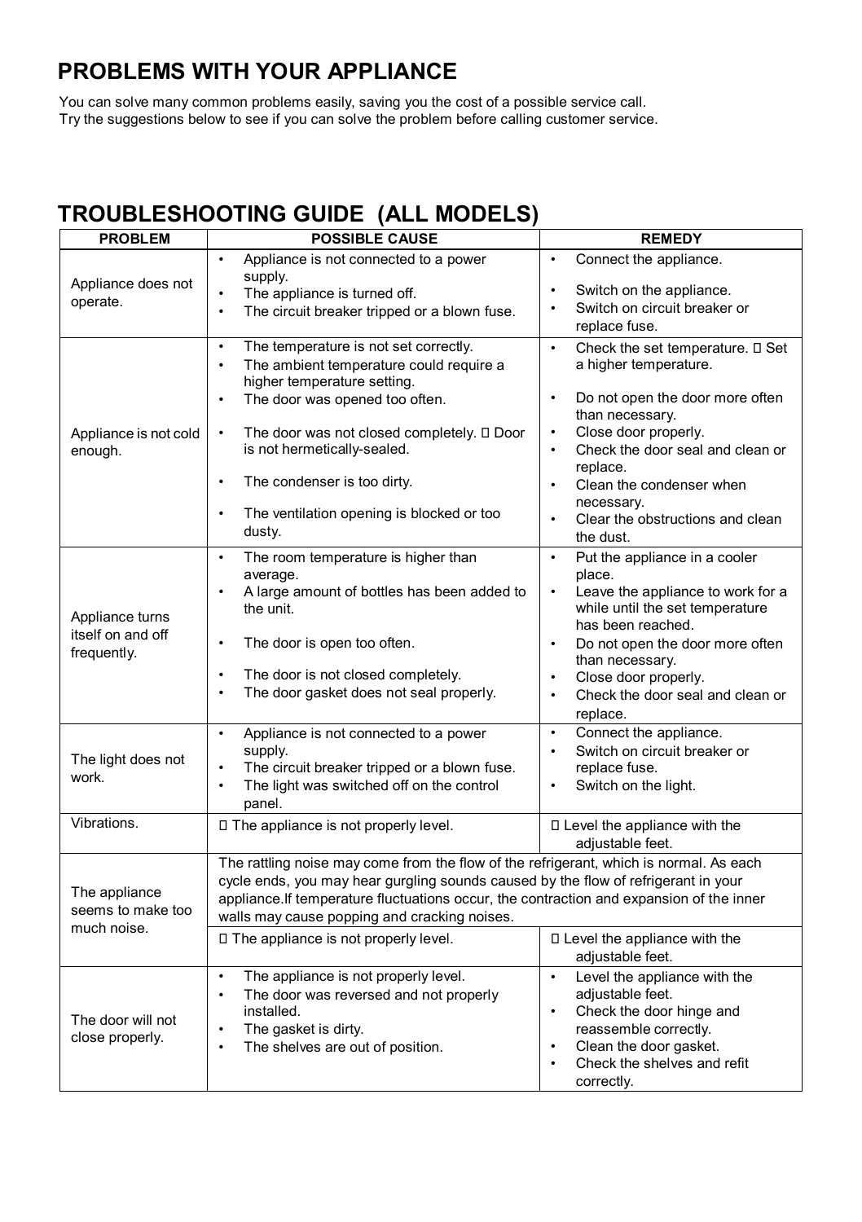## PROBLEMS WITH YOUR APPLIANCE

You can solve many common problems easily, saving you the cost of a possible service call.
Try the suggestions below to see if you can solve the problem before calling customer service.

## TROUBLESHOOTING GUIDE (ALL MODELS)

| PROBLEM | POSSIBLE CAUSE | REMEDY |
|---|---|---|
| Appliance does not operate. | • Appliance is not connected to a power supply.<br>• The appliance is turned off.<br>• The circuit breaker tripped or a blown fuse. | • Connect the appliance.<br>• Switch on the appliance.<br>• Switch on circuit breaker or replace fuse. |
| Appliance is not cold enough. | • The temperature is not set correctly.<br>• The ambient temperature could require a higher temperature setting.<br>• The door was opened too often.<br>• The door was not closed completely. □ Door is not hermetically-sealed.<br>• The condenser is too dirty.<br>• The ventilation opening is blocked or too dusty. | • Check the set temperature. □ Set a higher temperature.<br>• Do not open the door more often than necessary.<br>• Close door properly.<br>• Check the door seal and clean or replace.<br>• Clean the condenser when necessary.<br>• Clear the obstructions and clean the dust. |
| Appliance turns itself on and off frequently. | • The room temperature is higher than average.<br>• A large amount of bottles has been added to the unit.<br>• The door is open too often.<br>• The door is not closed completely.<br>• The door gasket does not seal properly. | • Put the appliance in a cooler place.<br>• Leave the appliance to work for a while until the set temperature has been reached.<br>• Do not open the door more often than necessary.<br>• Close door properly.<br>• Check the door seal and clean or replace. |
| The light does not work. | • Appliance is not connected to a power supply.<br>• The circuit breaker tripped or a blown fuse.<br>• The light was switched off on the control panel. | • Connect the appliance.<br>• Switch on circuit breaker or replace fuse.<br>• Switch on the light. |
| Vibrations. | □ The appliance is not properly level. | □ Level the appliance with the adjustable feet. |
| The appliance seems to make too much noise. | The rattling noise may come from the flow of the refrigerant, which is normal. As each cycle ends, you may hear gurgling sounds caused by the flow of refrigerant in your appliance.If temperature fluctuations occur, the contraction and expansion of the inner walls may cause popping and cracking noises. | |
| | □ The appliance is not properly level. | □ Level the appliance with the adjustable feet. |
| The door will not close properly. | • The appliance is not properly level.<br>• The door was reversed and not properly installed.<br>• The gasket is dirty.<br>• The shelves are out of position. | • Level the appliance with the adjustable feet.<br>• Check the door hinge and reassemble correctly.<br>• Clean the door gasket.<br>• Check the shelves and refit correctly. |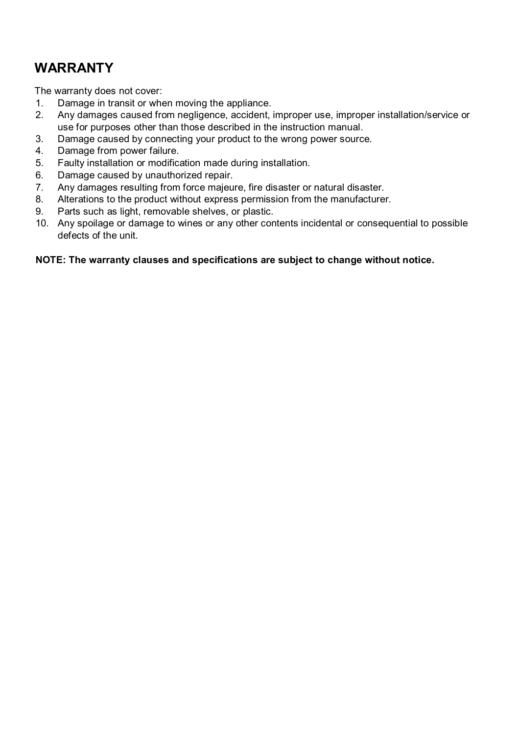## WARRANTY

The warranty does not cover:

1. Damage in transit or when moving the appliance.
2. Any damages caused from negligence, accident, improper use, improper installation/service or use for purposes other than those described in the instruction manual.
3. Damage caused by connecting your product to the wrong power source.
4. Damage from power failure.
5. Faulty installation or modification made during installation.
6. Damage caused by unauthorized repair.
7. Any damages resulting from force majeure, fire disaster or natural disaster.
8. Alterations to the product without express permission from the manufacturer.
9. Parts such as light, removable shelves, or plastic.
10. Any spoilage or damage to wines or any other contents incidental or consequential to possible defects of the unit.

**NOTE: The warranty clauses and specifications are subject to change without notice.**